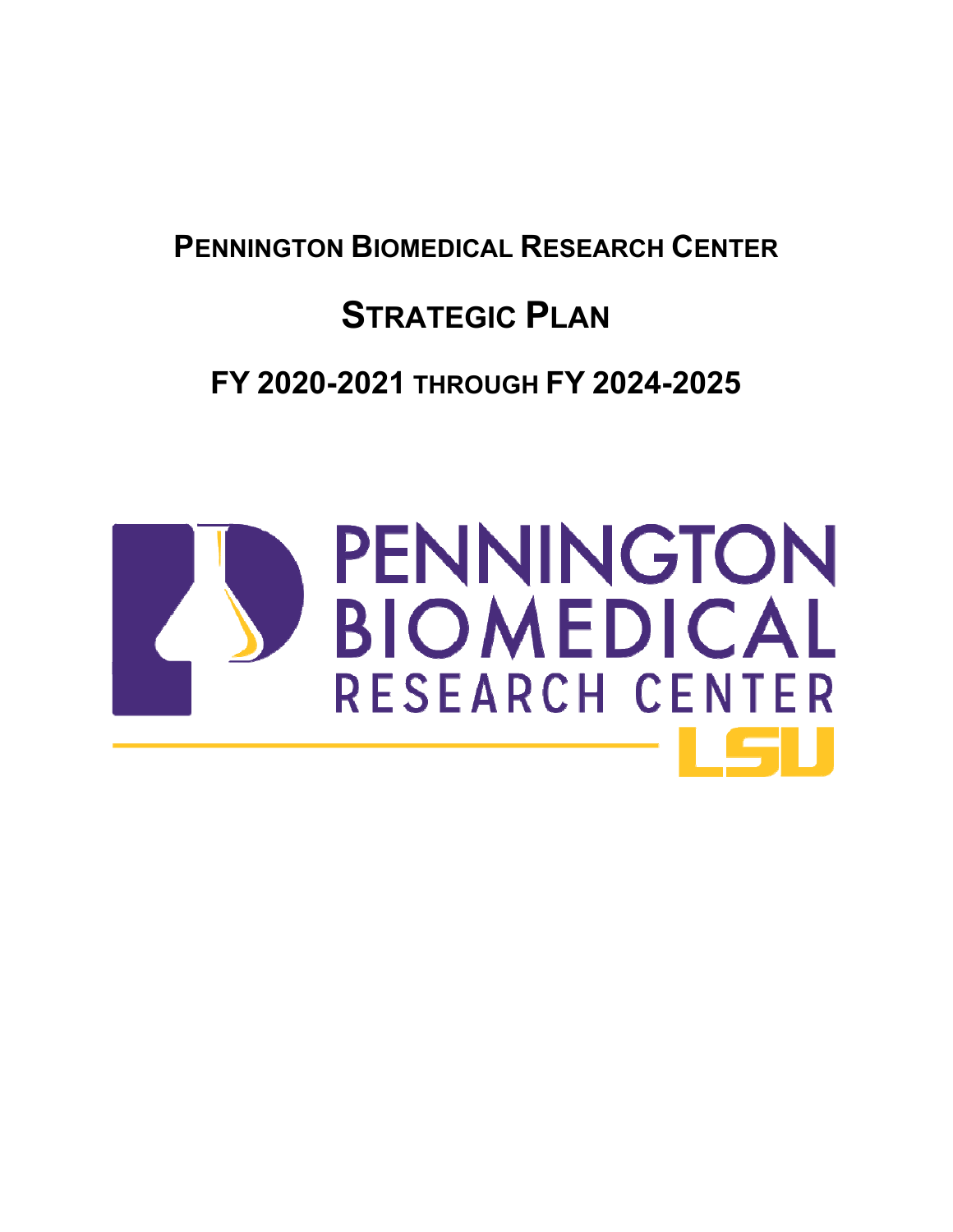# PENNINGTON BIOMEDICAL RESEARCH CENTER

## STRATEGIC PLAN

## FY 2020-2021 THROUGH FY 2024-2025

PENNINGTON BIOMEDICAL RESEARCH CENTER

LSU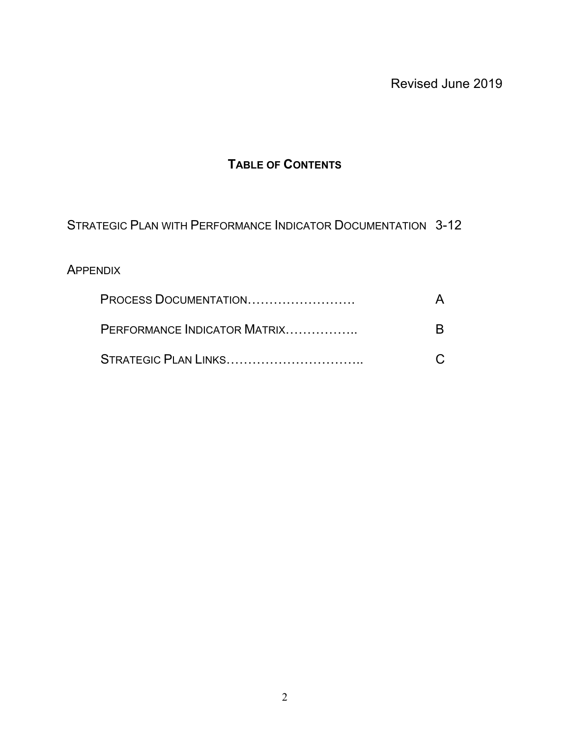Revised June 2019

# TABLE OF CONTENTS

STRATEGIC PLAN WITH PERFORMANCE INDICATOR DOCUMENTATION 3-12

APPENDIX

- PROCESS DOCUMENTATION……………………… A
- PERFORMANCE INDICATOR MATRIX…………….. B
- STRATEGIC PLAN LINKS………………………….. C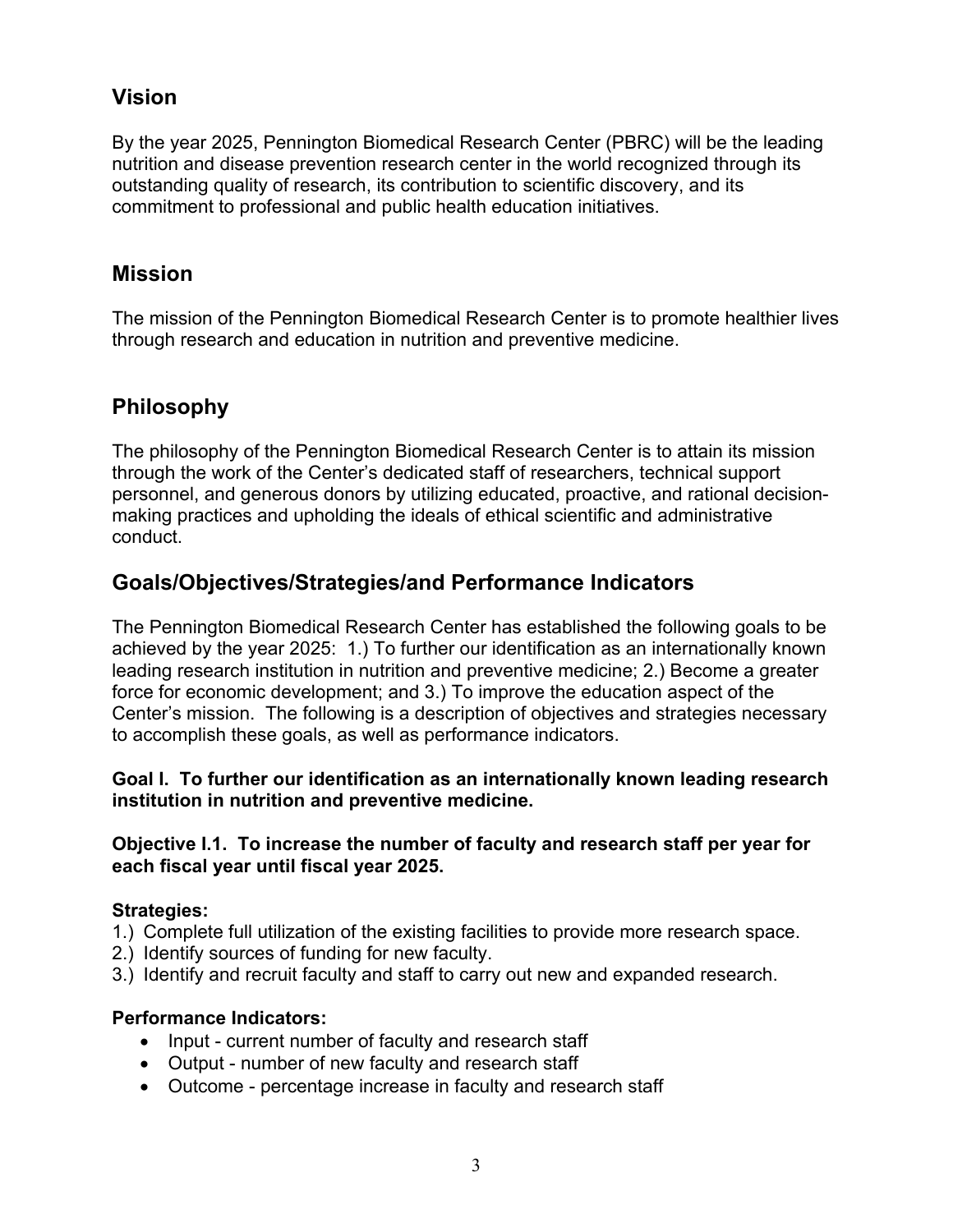## Vision

By the year 2025, Pennington Biomedical Research Center (PBRC) will be the leading nutrition and disease prevention research center in the world recognized through its outstanding quality of research, its contribution to scientific discovery, and its commitment to professional and public health education initiatives.

## Mission

The mission of the Pennington Biomedical Research Center is to promote healthier lives through research and education in nutrition and preventive medicine.

## Philosophy

The philosophy of the Pennington Biomedical Research Center is to attain its mission through the work of the Center's dedicated staff of researchers, technical support personnel, and generous donors by utilizing educated, proactive, and rational decision-making practices and upholding the ideals of ethical scientific and administrative conduct.

## Goals/Objectives/Strategies/and Performance Indicators

The Pennington Biomedical Research Center has established the following goals to be achieved by the year 2025: 1.) To further our identification as an internationally known leading research institution in nutrition and preventive medicine; 2.) Become a greater force for economic development; and 3.) To improve the education aspect of the Center's mission. The following is a description of objectives and strategies necessary to accomplish these goals, as well as performance indicators.

**Goal I. To further our identification as an internationally known leading research institution in nutrition and preventive medicine.**

**Objective I.1. To increase the number of faculty and research staff per year for each fiscal year until fiscal year 2025.**

**Strategies:**

1.) Complete full utilization of the existing facilities to provide more research space.
2.) Identify sources of funding for new faculty.
3.) Identify and recruit faculty and staff to carry out new and expanded research.

**Performance Indicators:**

- Input - current number of faculty and research staff
- Output - number of new faculty and research staff
- Outcome - percentage increase in faculty and research staff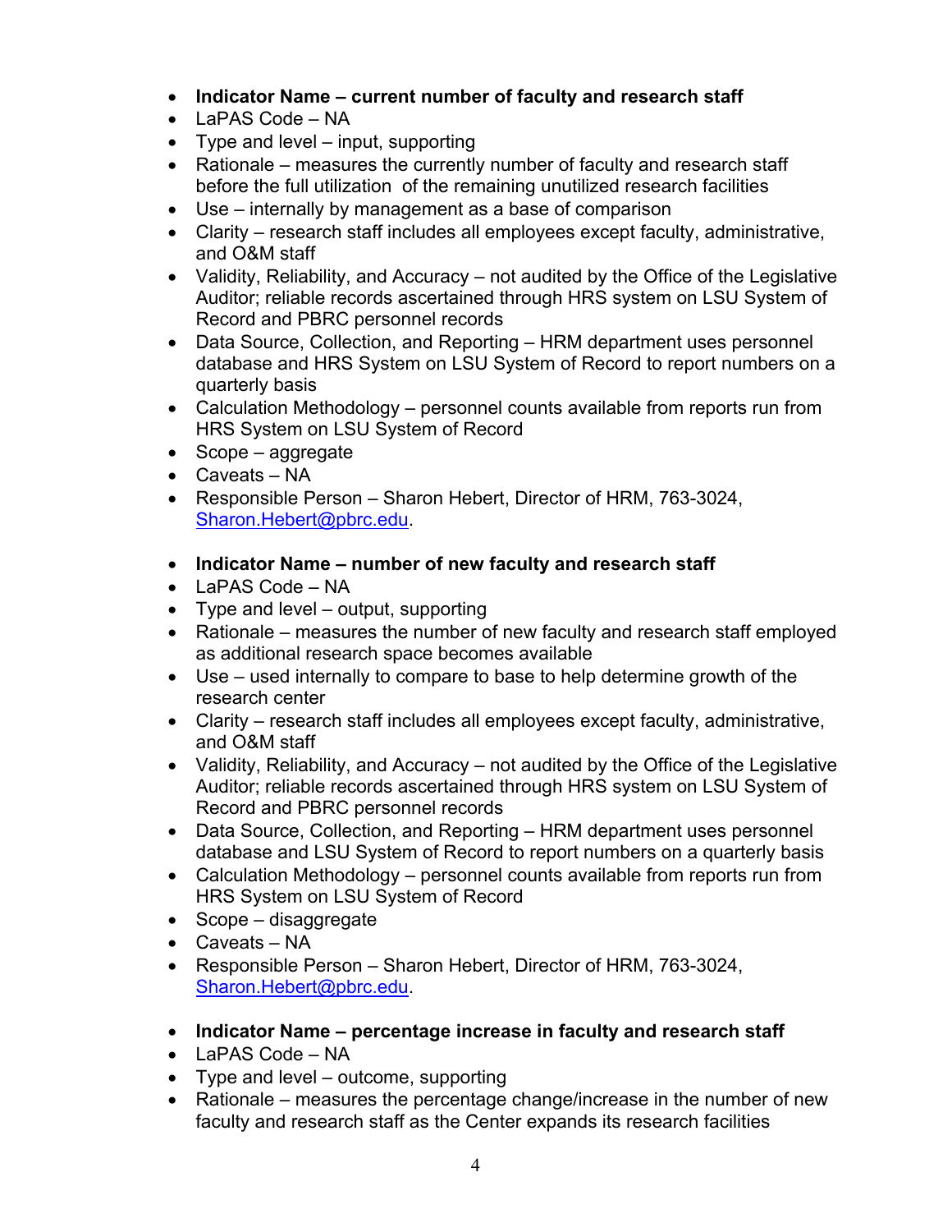- **Indicator Name – current number of faculty and research staff**
- LaPAS Code – NA
- Type and level – input, supporting
- Rationale – measures the currently number of faculty and research staff before the full utilization of the remaining unutilized research facilities
- Use – internally by management as a base of comparison
- Clarity – research staff includes all employees except faculty, administrative, and O&M staff
- Validity, Reliability, and Accuracy – not audited by the Office of the Legislative Auditor; reliable records ascertained through HRS system on LSU System of Record and PBRC personnel records
- Data Source, Collection, and Reporting – HRM department uses personnel database and HRS System on LSU System of Record to report numbers on a quarterly basis
- Calculation Methodology – personnel counts available from reports run from HRS System on LSU System of Record
- Scope – aggregate
- Caveats – NA
- Responsible Person – Sharon Hebert, Director of HRM, 763-3024, Sharon.Hebert@pbrc.edu.

- **Indicator Name – number of new faculty and research staff**
- LaPAS Code – NA
- Type and level – output, supporting
- Rationale – measures the number of new faculty and research staff employed as additional research space becomes available
- Use – used internally to compare to base to help determine growth of the research center
- Clarity – research staff includes all employees except faculty, administrative, and O&M staff
- Validity, Reliability, and Accuracy – not audited by the Office of the Legislative Auditor; reliable records ascertained through HRS system on LSU System of Record and PBRC personnel records
- Data Source, Collection, and Reporting – HRM department uses personnel database and LSU System of Record to report numbers on a quarterly basis
- Calculation Methodology – personnel counts available from reports run from HRS System on LSU System of Record
- Scope – disaggregate
- Caveats – NA
- Responsible Person – Sharon Hebert, Director of HRM, 763-3024, Sharon.Hebert@pbrc.edu.

- **Indicator Name – percentage increase in faculty and research staff**
- LaPAS Code – NA
- Type and level – outcome, supporting
- Rationale – measures the percentage change/increase in the number of new faculty and research staff as the Center expands its research facilities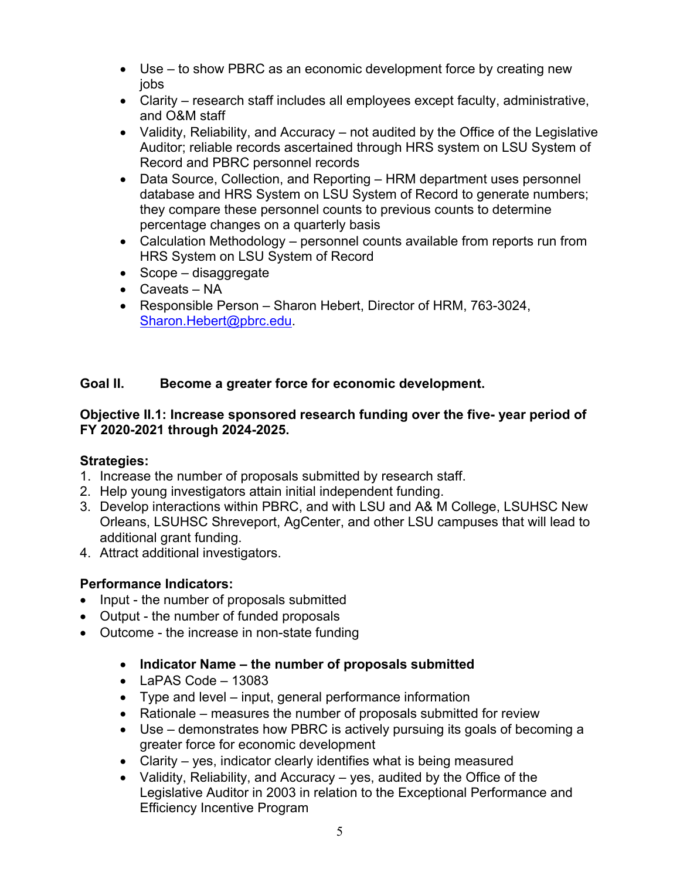- Use – to show PBRC as an economic development force by creating new jobs
- Clarity – research staff includes all employees except faculty, administrative, and O&M staff
- Validity, Reliability, and Accuracy – not audited by the Office of the Legislative Auditor; reliable records ascertained through HRS system on LSU System of Record and PBRC personnel records
- Data Source, Collection, and Reporting – HRM department uses personnel database and HRS System on LSU System of Record to generate numbers; they compare these personnel counts to previous counts to determine percentage changes on a quarterly basis
- Calculation Methodology – personnel counts available from reports run from HRS System on LSU System of Record
- Scope – disaggregate
- Caveats – NA
- Responsible Person – Sharon Hebert, Director of HRM, 763-3024, Sharon.Hebert@pbrc.edu.

## Goal II. Become a greater force for economic development.

**Objective II.1: Increase sponsored research funding over the five- year period of FY 2020-2021 through 2024-2025.**

**Strategies:**

1. Increase the number of proposals submitted by research staff.
2. Help young investigators attain initial independent funding.
3. Develop interactions within PBRC, and with LSU and A& M College, LSUHSC New Orleans, LSUHSC Shreveport, AgCenter, and other LSU campuses that will lead to additional grant funding.
4. Attract additional investigators.

**Performance Indicators:**

- Input - the number of proposals submitted
- Output - the number of funded proposals
- Outcome - the increase in non-state funding

  - **Indicator Name – the number of proposals submitted**
  - LaPAS Code – 13083
  - Type and level – input, general performance information
  - Rationale – measures the number of proposals submitted for review
  - Use – demonstrates how PBRC is actively pursuing its goals of becoming a greater force for economic development
  - Clarity – yes, indicator clearly identifies what is being measured
  - Validity, Reliability, and Accuracy – yes, audited by the Office of the Legislative Auditor in 2003 in relation to the Exceptional Performance and Efficiency Incentive Program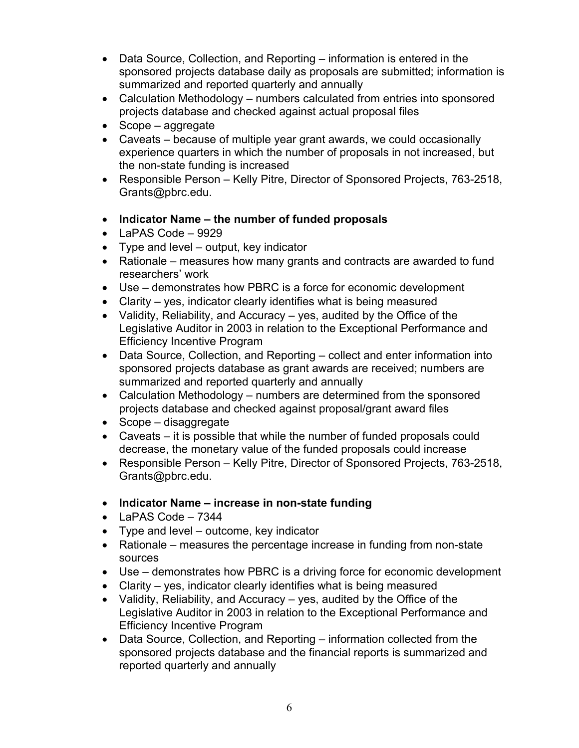- Data Source, Collection, and Reporting – information is entered in the sponsored projects database daily as proposals are submitted; information is summarized and reported quarterly and annually
- Calculation Methodology – numbers calculated from entries into sponsored projects database and checked against actual proposal files
- Scope – aggregate
- Caveats – because of multiple year grant awards, we could occasionally experience quarters in which the number of proposals in not increased, but the non-state funding is increased
- Responsible Person – Kelly Pitre, Director of Sponsored Projects, 763-2518, Grants@pbrc.edu.

- **Indicator Name – the number of funded proposals**
- LaPAS Code – 9929
- Type and level – output, key indicator
- Rationale – measures how many grants and contracts are awarded to fund researchers' work
- Use – demonstrates how PBRC is a force for economic development
- Clarity – yes, indicator clearly identifies what is being measured
- Validity, Reliability, and Accuracy – yes, audited by the Office of the Legislative Auditor in 2003 in relation to the Exceptional Performance and Efficiency Incentive Program
- Data Source, Collection, and Reporting – collect and enter information into sponsored projects database as grant awards are received; numbers are summarized and reported quarterly and annually
- Calculation Methodology – numbers are determined from the sponsored projects database and checked against proposal/grant award files
- Scope – disaggregate
- Caveats – it is possible that while the number of funded proposals could decrease, the monetary value of the funded proposals could increase
- Responsible Person – Kelly Pitre, Director of Sponsored Projects, 763-2518, Grants@pbrc.edu.

- **Indicator Name – increase in non-state funding**
- LaPAS Code – 7344
- Type and level – outcome, key indicator
- Rationale – measures the percentage increase in funding from non-state sources
- Use – demonstrates how PBRC is a driving force for economic development
- Clarity – yes, indicator clearly identifies what is being measured
- Validity, Reliability, and Accuracy – yes, audited by the Office of the Legislative Auditor in 2003 in relation to the Exceptional Performance and Efficiency Incentive Program
- Data Source, Collection, and Reporting – information collected from the sponsored projects database and the financial reports is summarized and reported quarterly and annually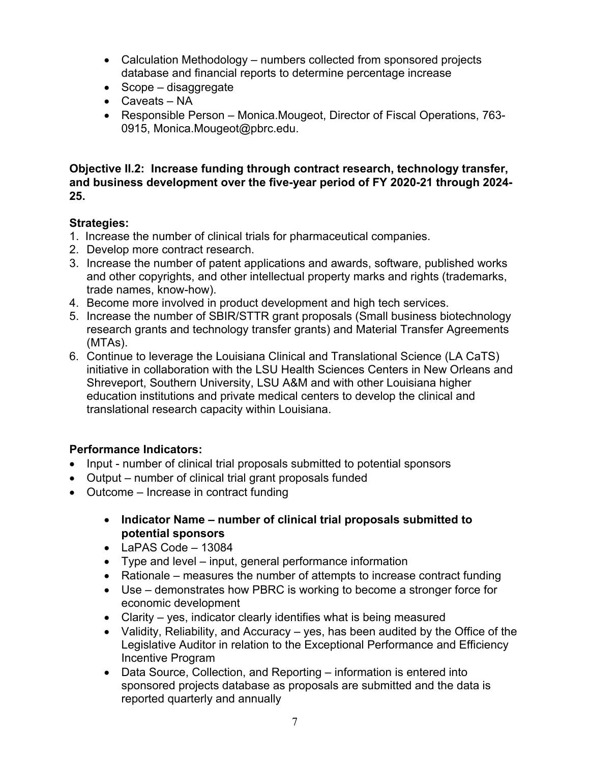- Calculation Methodology – numbers collected from sponsored projects database and financial reports to determine percentage increase
- Scope – disaggregate
- Caveats – NA
- Responsible Person – Monica.Mougeot, Director of Fiscal Operations, 763-0915, Monica.Mougeot@pbrc.edu.

**Objective II.2: Increase funding through contract research, technology transfer, and business development over the five-year period of FY 2020-21 through 2024-25.**

**Strategies:**

1. Increase the number of clinical trials for pharmaceutical companies.
2. Develop more contract research.
3. Increase the number of patent applications and awards, software, published works and other copyrights, and other intellectual property marks and rights (trademarks, trade names, know-how).
4. Become more involved in product development and high tech services.
5. Increase the number of SBIR/STTR grant proposals (Small business biotechnology research grants and technology transfer grants) and Material Transfer Agreements (MTAs).
6. Continue to leverage the Louisiana Clinical and Translational Science (LA CaTS) initiative in collaboration with the LSU Health Sciences Centers in New Orleans and Shreveport, Southern University, LSU A&M and with other Louisiana higher education institutions and private medical centers to develop the clinical and translational research capacity within Louisiana.

**Performance Indicators:**

- Input - number of clinical trial proposals submitted to potential sponsors
- Output – number of clinical trial grant proposals funded
- Outcome – Increase in contract funding

  - **Indicator Name – number of clinical trial proposals submitted to potential sponsors**
  - LaPAS Code – 13084
  - Type and level – input, general performance information
  - Rationale – measures the number of attempts to increase contract funding
  - Use – demonstrates how PBRC is working to become a stronger force for economic development
  - Clarity – yes, indicator clearly identifies what is being measured
  - Validity, Reliability, and Accuracy – yes, has been audited by the Office of the Legislative Auditor in relation to the Exceptional Performance and Efficiency Incentive Program
  - Data Source, Collection, and Reporting – information is entered into sponsored projects database as proposals are submitted and the data is reported quarterly and annually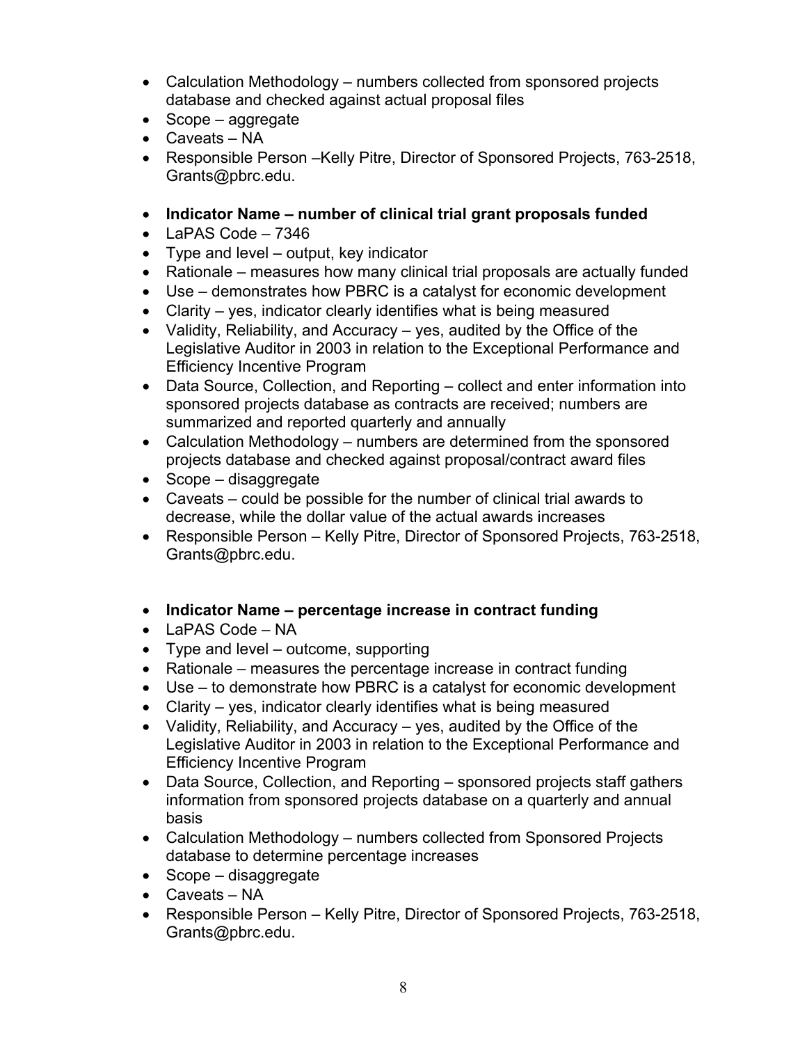- Calculation Methodology – numbers collected from sponsored projects database and checked against actual proposal files
- Scope – aggregate
- Caveats – NA
- Responsible Person –Kelly Pitre, Director of Sponsored Projects, 763-2518, Grants@pbrc.edu.

- **Indicator Name – number of clinical trial grant proposals funded**
- LaPAS Code – 7346
- Type and level – output, key indicator
- Rationale – measures how many clinical trial proposals are actually funded
- Use – demonstrates how PBRC is a catalyst for economic development
- Clarity – yes, indicator clearly identifies what is being measured
- Validity, Reliability, and Accuracy – yes, audited by the Office of the Legislative Auditor in 2003 in relation to the Exceptional Performance and Efficiency Incentive Program
- Data Source, Collection, and Reporting – collect and enter information into sponsored projects database as contracts are received; numbers are summarized and reported quarterly and annually
- Calculation Methodology – numbers are determined from the sponsored projects database and checked against proposal/contract award files
- Scope – disaggregate
- Caveats – could be possible for the number of clinical trial awards to decrease, while the dollar value of the actual awards increases
- Responsible Person – Kelly Pitre, Director of Sponsored Projects, 763-2518, Grants@pbrc.edu.

- **Indicator Name – percentage increase in contract funding**
- LaPAS Code – NA
- Type and level – outcome, supporting
- Rationale – measures the percentage increase in contract funding
- Use – to demonstrate how PBRC is a catalyst for economic development
- Clarity – yes, indicator clearly identifies what is being measured
- Validity, Reliability, and Accuracy – yes, audited by the Office of the Legislative Auditor in 2003 in relation to the Exceptional Performance and Efficiency Incentive Program
- Data Source, Collection, and Reporting – sponsored projects staff gathers information from sponsored projects database on a quarterly and annual basis
- Calculation Methodology – numbers collected from Sponsored Projects database to determine percentage increases
- Scope – disaggregate
- Caveats – NA
- Responsible Person – Kelly Pitre, Director of Sponsored Projects, 763-2518, Grants@pbrc.edu.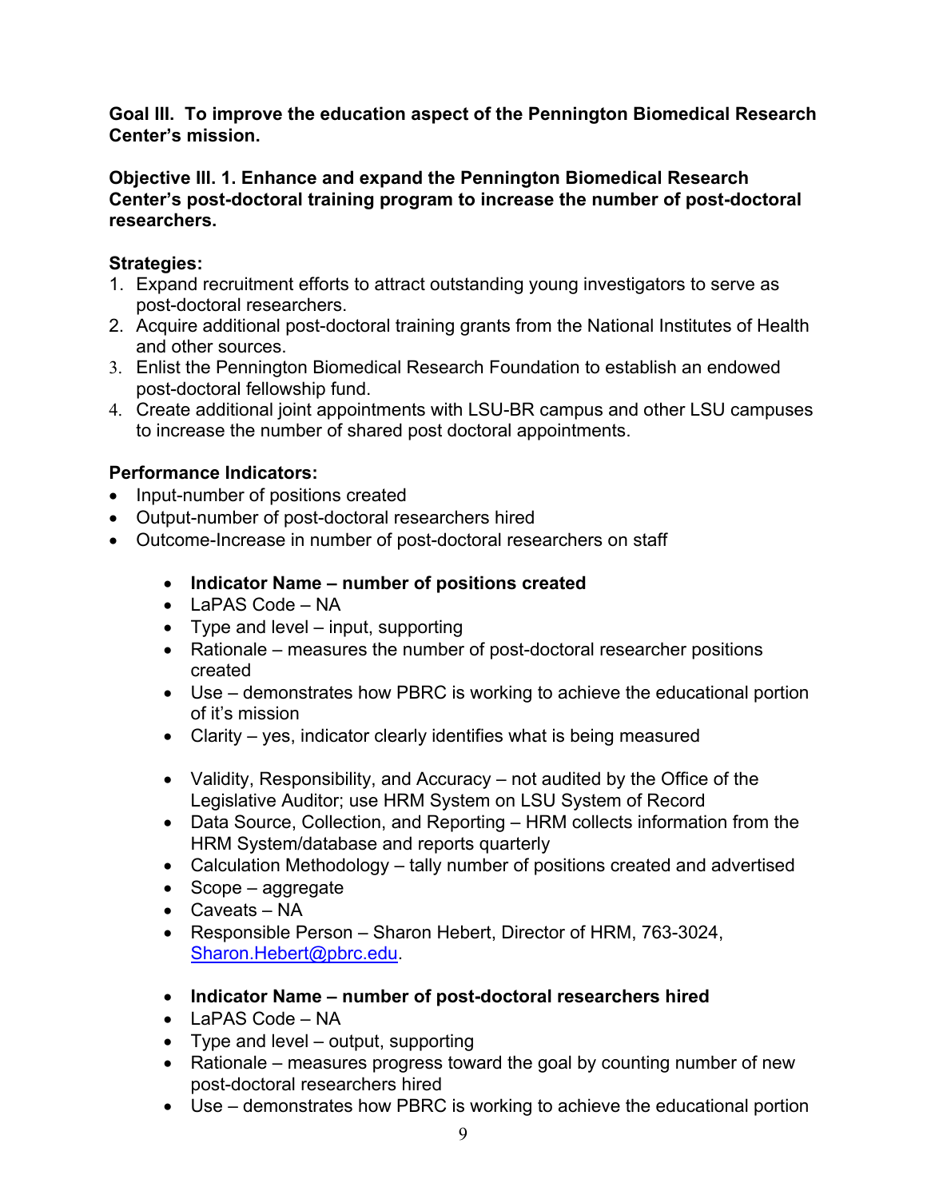**Goal III. To improve the education aspect of the Pennington Biomedical Research Center's mission.**

**Objective III. 1. Enhance and expand the Pennington Biomedical Research Center's post-doctoral training program to increase the number of post-doctoral researchers.**

**Strategies:**

1. Expand recruitment efforts to attract outstanding young investigators to serve as post-doctoral researchers.
2. Acquire additional post-doctoral training grants from the National Institutes of Health and other sources.
3. Enlist the Pennington Biomedical Research Foundation to establish an endowed post-doctoral fellowship fund.
4. Create additional joint appointments with LSU-BR campus and other LSU campuses to increase the number of shared post doctoral appointments.

**Performance Indicators:**

- Input-number of positions created
- Output-number of post-doctoral researchers hired
- Outcome-Increase in number of post-doctoral researchers on staff

  - **Indicator Name – number of positions created**
  - LaPAS Code – NA
  - Type and level – input, supporting
  - Rationale – measures the number of post-doctoral researcher positions created
  - Use – demonstrates how PBRC is working to achieve the educational portion of it's mission
  - Clarity – yes, indicator clearly identifies what is being measured

  - Validity, Responsibility, and Accuracy – not audited by the Office of the Legislative Auditor; use HRM System on LSU System of Record
  - Data Source, Collection, and Reporting – HRM collects information from the HRM System/database and reports quarterly
  - Calculation Methodology – tally number of positions created and advertised
  - Scope – aggregate
  - Caveats – NA
  - Responsible Person – Sharon Hebert, Director of HRM, 763-3024, Sharon.Hebert@pbrc.edu.

  - **Indicator Name – number of post-doctoral researchers hired**
  - LaPAS Code – NA
  - Type and level – output, supporting
  - Rationale – measures progress toward the goal by counting number of new post-doctoral researchers hired
  - Use – demonstrates how PBRC is working to achieve the educational portion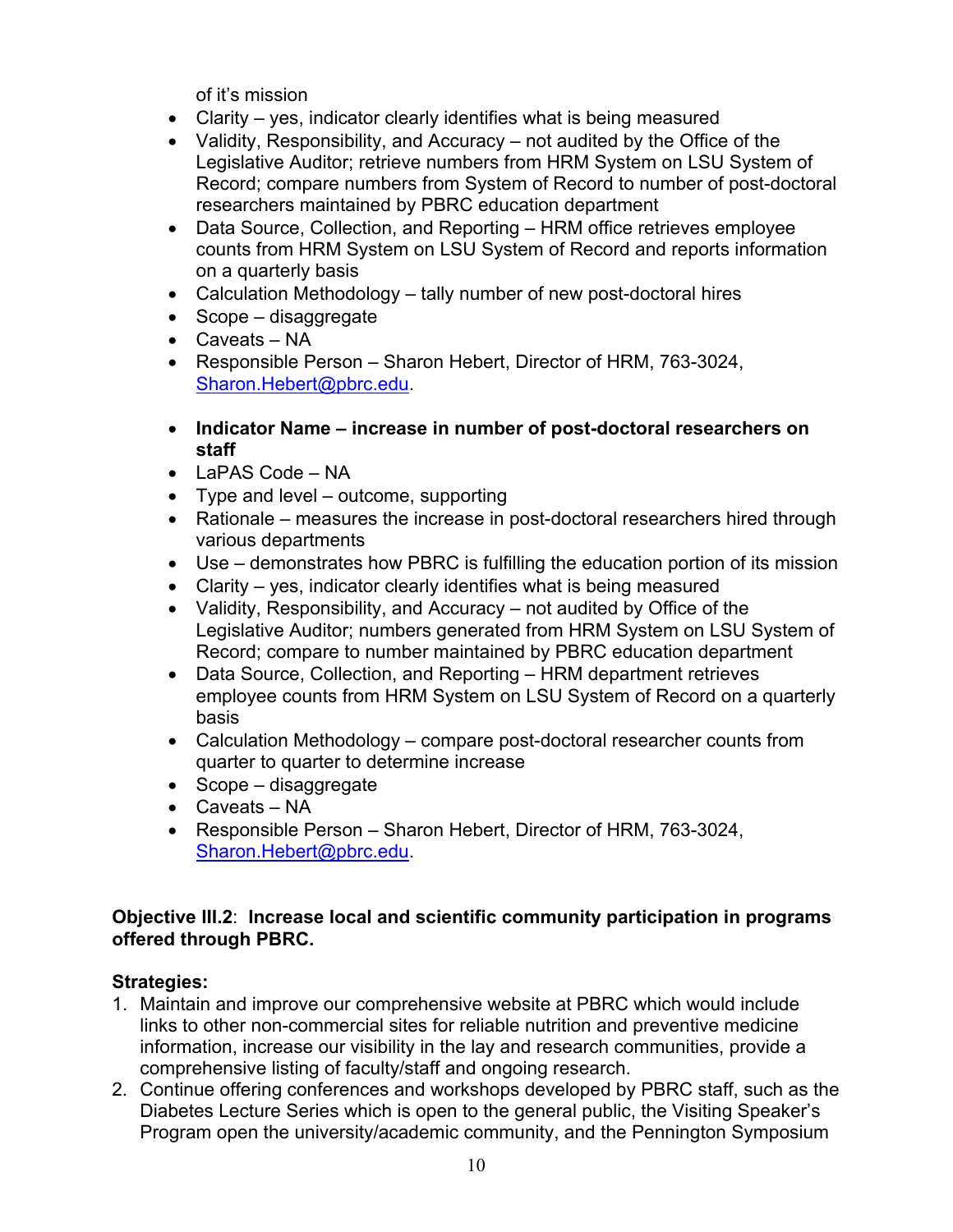of it's mission

- Clarity – yes, indicator clearly identifies what is being measured
- Validity, Responsibility, and Accuracy – not audited by the Office of the Legislative Auditor; retrieve numbers from HRM System on LSU System of Record; compare numbers from System of Record to number of post-doctoral researchers maintained by PBRC education department
- Data Source, Collection, and Reporting – HRM office retrieves employee counts from HRM System on LSU System of Record and reports information on a quarterly basis
- Calculation Methodology – tally number of new post-doctoral hires
- Scope – disaggregate
- Caveats – NA
- Responsible Person – Sharon Hebert, Director of HRM, 763-3024, Sharon.Hebert@pbrc.edu.

- **Indicator Name – increase in number of post-doctoral researchers on staff**
- LaPAS Code – NA
- Type and level – outcome, supporting
- Rationale – measures the increase in post-doctoral researchers hired through various departments
- Use – demonstrates how PBRC is fulfilling the education portion of its mission
- Clarity – yes, indicator clearly identifies what is being measured
- Validity, Responsibility, and Accuracy – not audited by Office of the Legislative Auditor; numbers generated from HRM System on LSU System of Record; compare to number maintained by PBRC education department
- Data Source, Collection, and Reporting – HRM department retrieves employee counts from HRM System on LSU System of Record on a quarterly basis
- Calculation Methodology – compare post-doctoral researcher counts from quarter to quarter to determine increase
- Scope – disaggregate
- Caveats – NA
- Responsible Person – Sharon Hebert, Director of HRM, 763-3024, Sharon.Hebert@pbrc.edu.

**Objective III.2**: **Increase local and scientific community participation in programs offered through PBRC.**

**Strategies:**

1. Maintain and improve our comprehensive website at PBRC which would include links to other non-commercial sites for reliable nutrition and preventive medicine information, increase our visibility in the lay and research communities, provide a comprehensive listing of faculty/staff and ongoing research.
2. Continue offering conferences and workshops developed by PBRC staff, such as the Diabetes Lecture Series which is open to the general public, the Visiting Speaker's Program open the university/academic community, and the Pennington Symposium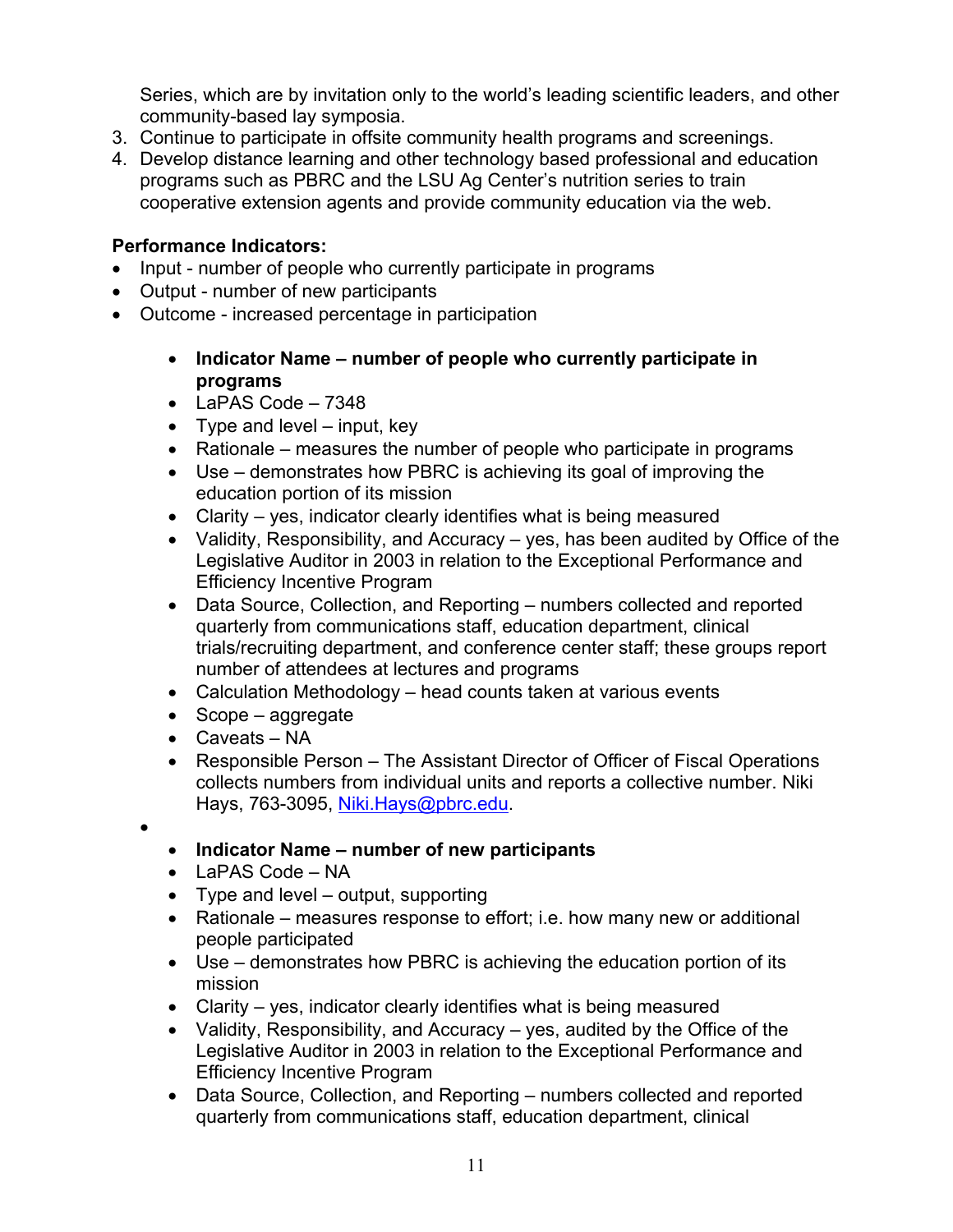Series, which are by invitation only to the world's leading scientific leaders, and other community-based lay symposia.

3. Continue to participate in offsite community health programs and screenings.
4. Develop distance learning and other technology based professional and education programs such as PBRC and the LSU Ag Center's nutrition series to train cooperative extension agents and provide community education via the web.

**Performance Indicators:**

- Input - number of people who currently participate in programs
- Output - number of new participants
- Outcome - increased percentage in participation

    - **Indicator Name – number of people who currently participate in programs**
    - LaPAS Code – 7348
    - Type and level – input, key
    - Rationale – measures the number of people who participate in programs
    - Use – demonstrates how PBRC is achieving its goal of improving the education portion of its mission
    - Clarity – yes, indicator clearly identifies what is being measured
    - Validity, Responsibility, and Accuracy – yes, has been audited by Office of the Legislative Auditor in 2003 in relation to the Exceptional Performance and Efficiency Incentive Program
    - Data Source, Collection, and Reporting – numbers collected and reported quarterly from communications staff, education department, clinical trials/recruiting department, and conference center staff; these groups report number of attendees at lectures and programs
    - Calculation Methodology – head counts taken at various events
    - Scope – aggregate
    - Caveats – NA
    - Responsible Person – The Assistant Director of Officer of Fiscal Operations collects numbers from individual units and reports a collective number. Niki Hays, 763-3095, Niki.Hays@pbrc.edu.

-
    - **Indicator Name – number of new participants**
    - LaPAS Code – NA
    - Type and level – output, supporting
    - Rationale – measures response to effort; i.e. how many new or additional people participated
    - Use – demonstrates how PBRC is achieving the education portion of its mission
    - Clarity – yes, indicator clearly identifies what is being measured
    - Validity, Responsibility, and Accuracy – yes, audited by the Office of the Legislative Auditor in 2003 in relation to the Exceptional Performance and Efficiency Incentive Program
    - Data Source, Collection, and Reporting – numbers collected and reported quarterly from communications staff, education department, clinical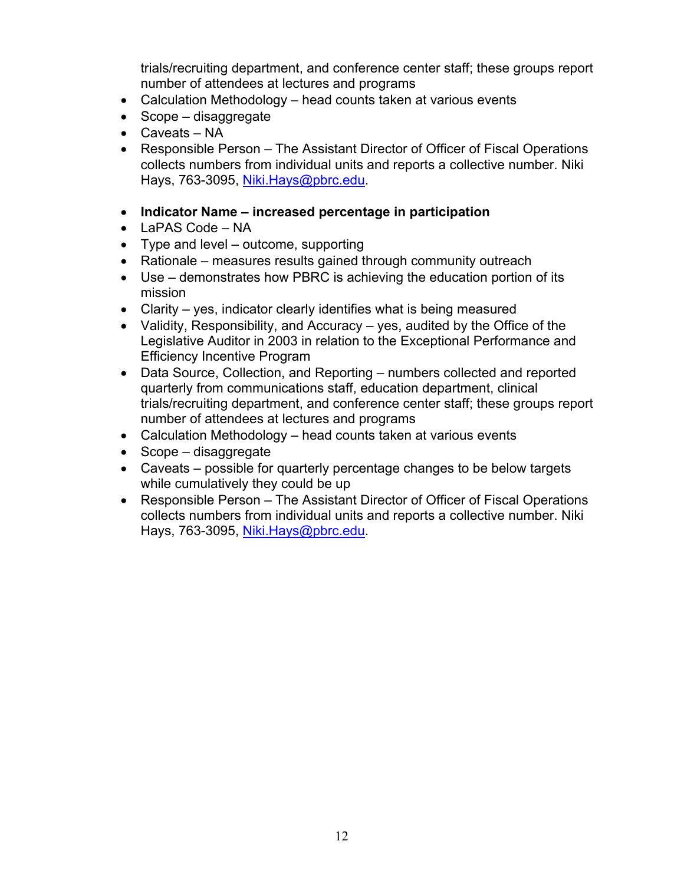trials/recruiting department, and conference center staff; these groups report number of attendees at lectures and programs

- Calculation Methodology – head counts taken at various events
- Scope – disaggregate
- Caveats – NA
- Responsible Person – The Assistant Director of Officer of Fiscal Operations collects numbers from individual units and reports a collective number. Niki Hays, 763-3095, Niki.Hays@pbrc.edu.

- **Indicator Name – increased percentage in participation**
- LaPAS Code – NA
- Type and level – outcome, supporting
- Rationale – measures results gained through community outreach
- Use – demonstrates how PBRC is achieving the education portion of its mission
- Clarity – yes, indicator clearly identifies what is being measured
- Validity, Responsibility, and Accuracy – yes, audited by the Office of the Legislative Auditor in 2003 in relation to the Exceptional Performance and Efficiency Incentive Program
- Data Source, Collection, and Reporting – numbers collected and reported quarterly from communications staff, education department, clinical trials/recruiting department, and conference center staff; these groups report number of attendees at lectures and programs
- Calculation Methodology – head counts taken at various events
- Scope – disaggregate
- Caveats – possible for quarterly percentage changes to be below targets while cumulatively they could be up
- Responsible Person – The Assistant Director of Officer of Fiscal Operations collects numbers from individual units and reports a collective number. Niki Hays, 763-3095, Niki.Hays@pbrc.edu.